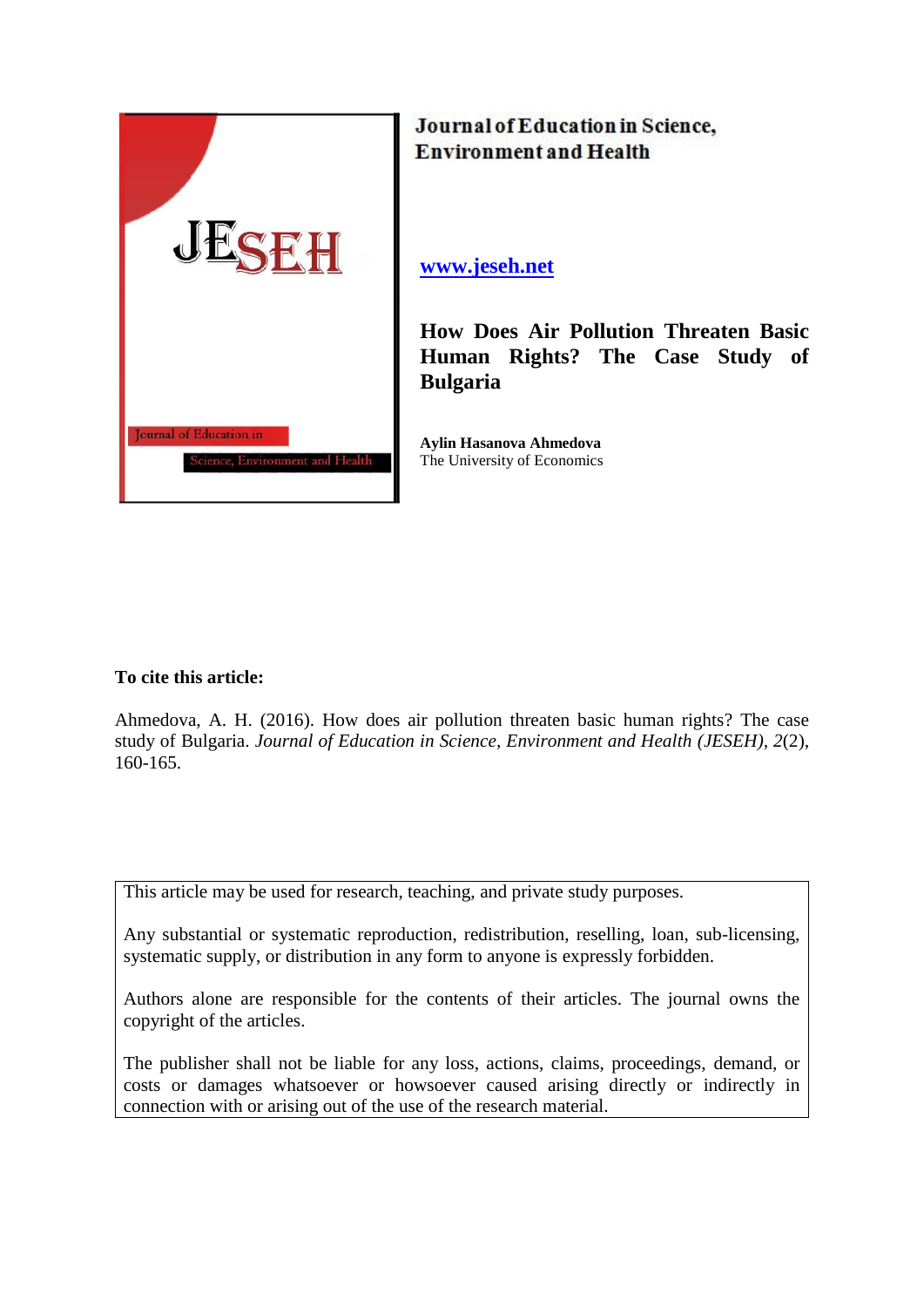Journal of Education in Science, Environment and Health

www.jeseh.net

# How Does Air Pollution Threaten Basic Human Rights? The Case Study of Bulgaria

**Aylin Hasanova Ahmedova**
The University of Economics

**To cite this article:**

Ahmedova, A. H. (2016). How does air pollution threaten basic human rights? The case study of Bulgaria. *Journal of Education in Science, Environment and Health (JESEH), 2*(2), 160-165.

This article may be used for research, teaching, and private study purposes.

Any substantial or systematic reproduction, redistribution, reselling, loan, sub-licensing, systematic supply, or distribution in any form to anyone is expressly forbidden.

Authors alone are responsible for the contents of their articles. The journal owns the copyright of the articles.

The publisher shall not be liable for any loss, actions, claims, proceedings, demand, or costs or damages whatsoever or howsoever caused arising directly or indirectly in connection with or arising out of the use of the research material.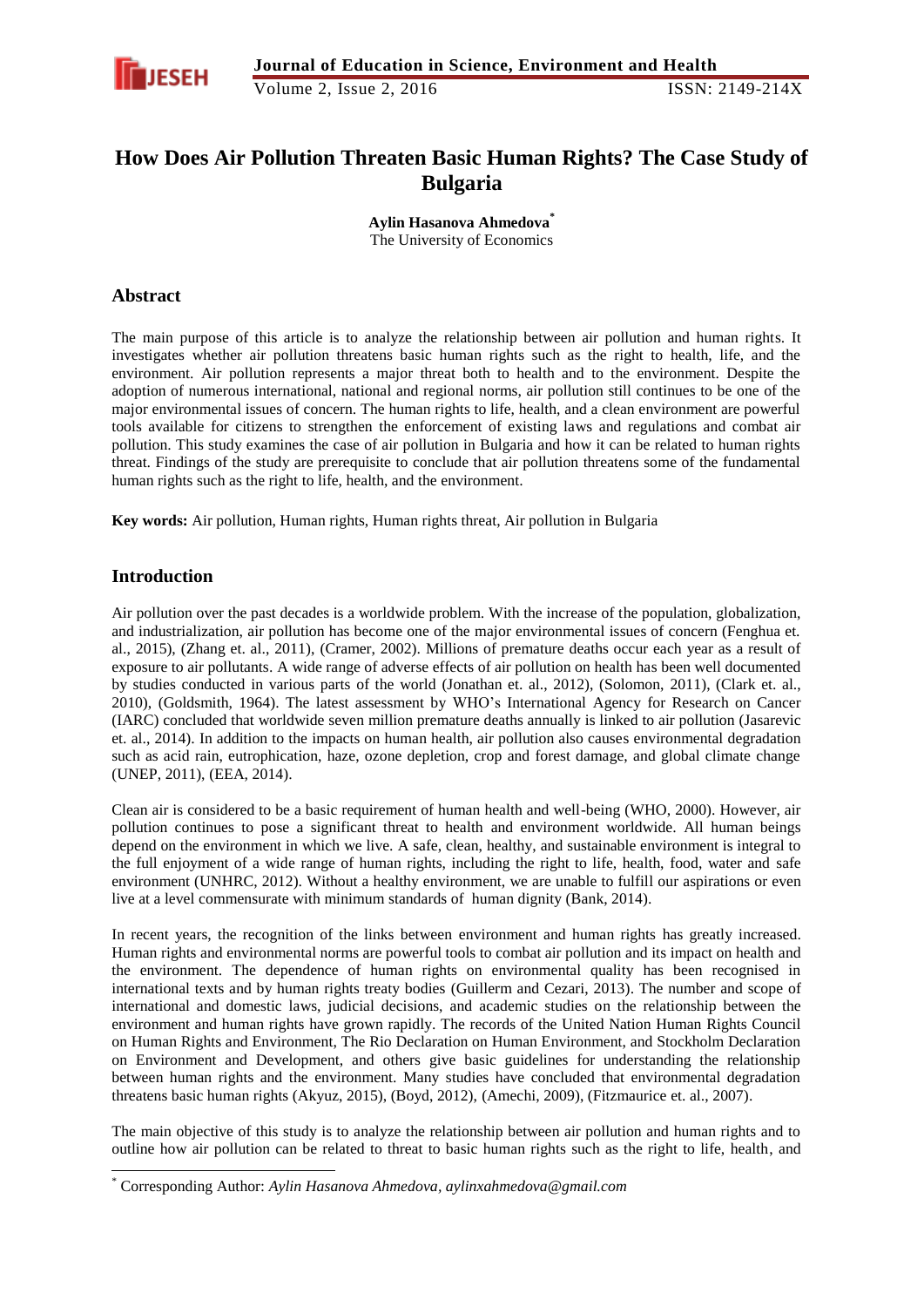# How Does Air Pollution Threaten Basic Human Rights? The Case Study of Bulgaria

**Aylin Hasanova Ahmedova***
The University of Economics

## Abstract

The main purpose of this article is to analyze the relationship between air pollution and human rights. It investigates whether air pollution threatens basic human rights such as the right to health, life, and the environment. Air pollution represents a major threat both to health and to the environment. Despite the adoption of numerous international, national and regional norms, air pollution still continues to be one of the major environmental issues of concern. The human rights to life, health, and a clean environment are powerful tools available for citizens to strengthen the enforcement of existing laws and regulations and combat air pollution. This study examines the case of air pollution in Bulgaria and how it can be related to human rights threat. Findings of the study are prerequisite to conclude that air pollution threatens some of the fundamental human rights such as the right to life, health, and the environment.

**Key words:** Air pollution, Human rights, Human rights threat, Air pollution in Bulgaria

## Introduction

Air pollution over the past decades is a worldwide problem. With the increase of the population, globalization, and industrialization, air pollution has become one of the major environmental issues of concern (Fenghua et. al., 2015), (Zhang et. al., 2011), (Cramer, 2002). Millions of premature deaths occur each year as a result of exposure to air pollutants. A wide range of adverse effects of air pollution on health has been well documented by studies conducted in various parts of the world (Jonathan et. al., 2012), (Solomon, 2011), (Clark et. al., 2010), (Goldsmith, 1964). The latest assessment by WHO's International Agency for Research on Cancer (IARC) concluded that worldwide seven million premature deaths annually is linked to air pollution (Jasarevic et. al., 2014). In addition to the impacts on human health, air pollution also causes environmental degradation such as acid rain, eutrophication, haze, ozone depletion, crop and forest damage, and global climate change (UNEP, 2011), (EEA, 2014).

Clean air is considered to be a basic requirement of human health and well-being (WHO, 2000). However, air pollution continues to pose a significant threat to health and environment worldwide. All human beings depend on the environment in which we live. A safe, clean, healthy, and sustainable environment is integral to the full enjoyment of a wide range of human rights, including the right to life, health, food, water and safe environment (UNHRC, 2012). Without a healthy environment, we are unable to fulfill our aspirations or even live at a level commensurate with minimum standards of human dignity (Bank, 2014).

In recent years, the recognition of the links between environment and human rights has greatly increased. Human rights and environmental norms are powerful tools to combat air pollution and its impact on health and the environment. The dependence of human rights on environmental quality has been recognised in international texts and by human rights treaty bodies (Guillerm and Cezari, 2013). The number and scope of international and domestic laws, judicial decisions, and academic studies on the relationship between the environment and human rights have grown rapidly. The records of the United Nation Human Rights Council on Human Rights and Environment, The Rio Declaration on Human Environment, and Stockholm Declaration on Environment and Development, and others give basic guidelines for understanding the relationship between human rights and the environment. Many studies have concluded that environmental degradation threatens basic human rights (Akyuz, 2015), (Boyd, 2012), (Amechi, 2009), (Fitzmaurice et. al., 2007).

The main objective of this study is to analyze the relationship between air pollution and human rights and to outline how air pollution can be related to threat to basic human rights such as the right to life, health, and

* Corresponding Author: *Aylin Hasanova Ahmedova, aylinxahmedova@gmail.com*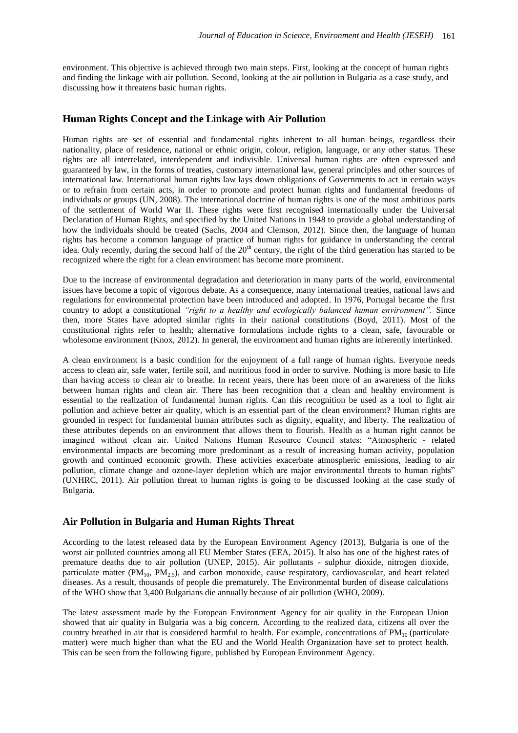environment. This objective is achieved through two main steps. First, looking at the concept of human rights and finding the linkage with air pollution. Second, looking at the air pollution in Bulgaria as a case study, and discussing how it threatens basic human rights.

## Human Rights Concept and the Linkage with Air Pollution

Human rights are set of essential and fundamental rights inherent to all human beings, regardless their nationality, place of residence, national or ethnic origin, colour, religion, language, or any other status. These rights are all interrelated, interdependent and indivisible. Universal human rights are often expressed and guaranteed by law, in the forms of treaties, customary international law, general principles and other sources of international law. International human rights law lays down obligations of Governments to act in certain ways or to refrain from certain acts, in order to promote and protect human rights and fundamental freedoms of individuals or groups (UN, 2008). The international doctrine of human rights is one of the most ambitious parts of the settlement of World War II. These rights were first recognised internationally under the Universal Declaration of Human Rights, and specified by the United Nations in 1948 to provide a global understanding of how the individuals should be treated (Sachs, 2004 and Clemson, 2012). Since then, the language of human rights has become a common language of practice of human rights for guidance in understanding the central idea. Only recently, during the second half of the 20th century, the right of the third generation has started to be recognized where the right for a clean environment has become more prominent.

Due to the increase of environmental degradation and deterioration in many parts of the world, environmental issues have become a topic of vigorous debate. As a consequence, many international treaties, national laws and regulations for environmental protection have been introduced and adopted. In 1976, Portugal became the first country to adopt a constitutional *"right to a healthy and ecologically balanced human environment".* Since then, more States have adopted similar rights in their national constitutions (Boyd, 2011). Most of the constitutional rights refer to health; alternative formulations include rights to a clean, safe, favourable or wholesome environment (Knox, 2012). In general, the environment and human rights are inherently interlinked.

A clean environment is a basic condition for the enjoyment of a full range of human rights. Everyone needs access to clean air, safe water, fertile soil, and nutritious food in order to survive. Nothing is more basic to life than having access to clean air to breathe. In recent years, there has been more of an awareness of the links between human rights and clean air. There has been recognition that a clean and healthy environment is essential to the realization of fundamental human rights. Can this recognition be used as a tool to fight air pollution and achieve better air quality, which is an essential part of the clean environment? Human rights are grounded in respect for fundamental human attributes such as dignity, equality, and liberty. The realization of these attributes depends on an environment that allows them to flourish. Health as a human right cannot be imagined without clean air. United Nations Human Resource Council states: "Atmospheric - related environmental impacts are becoming more predominant as a result of increasing human activity, population growth and continued economic growth. These activities exacerbate atmospheric emissions, leading to air pollution, climate change and ozone-layer depletion which are major environmental threats to human rights" (UNHRC, 2011). Air pollution threat to human rights is going to be discussed looking at the case study of Bulgaria.

## Air Pollution in Bulgaria and Human Rights Threat

According to the latest released data by the European Environment Agency (2013), Bulgaria is one of the worst air polluted countries among all EU Member States (EEA, 2015). It also has one of the highest rates of premature deaths due to air pollution (UNEP, 2015). Air pollutants - sulphur dioxide, nitrogen dioxide, particulate matter ($PM_{10}$, $PM_{2.5}$), and carbon monoxide, cause respiratory, cardiovascular, and heart related diseases. As a result, thousands of people die prematurely. The Environmental burden of disease calculations of the WHO show that 3,400 Bulgarians die annually because of air pollution (WHO, 2009).

The latest assessment made by the European Environment Agency for air quality in the European Union showed that air quality in Bulgaria was a big concern. According to the realized data, citizens all over the country breathed in air that is considered harmful to health. For example, concentrations of $PM_{10}$ (particulate matter) were much higher than what the EU and the World Health Organization have set to protect health. This can be seen from the following figure, published by European Environment Agency.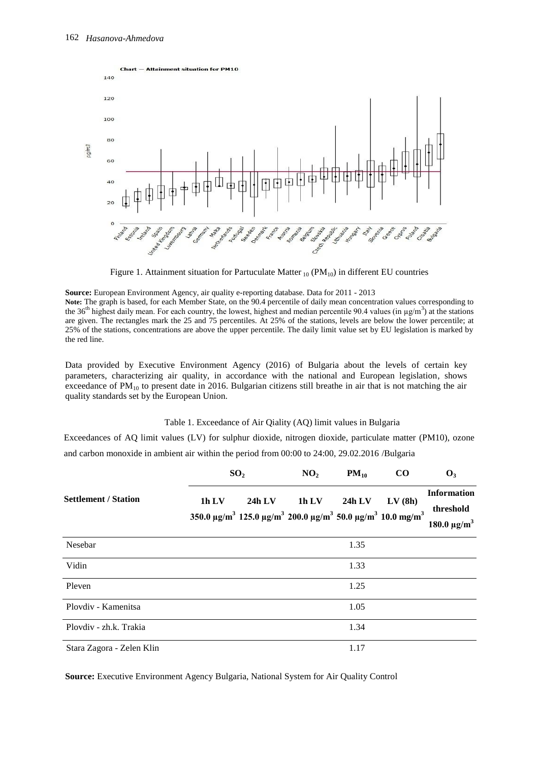Figure 1. Attainment situation for Partuculate Matter $_{10}$ ($PM_{10}$) in different EU countries

**Source:** European Environment Agency, air quality e-reporting database. Data for 2011 - 2013

**Note:** The graph is based, for each Member State, on the 90.4 percentile of daily mean concentration values corresponding to the 36th highest daily mean. For each country, the lowest, highest and median percentile 90.4 values (in $\mu g/m^3$) at the stations are given. The rectangles mark the 25 and 75 percentiles. At 25% of the stations, levels are below the lower percentile; at 25% of the stations, concentrations are above the upper percentile. The daily limit value set by EU legislation is marked by the red line.

Data provided by Executive Environment Agency (2016) of Bulgaria about the levels of certain key parameters, characterizing air quality, in accordance with the national and European legislation, shows exceedance of $PM_{10}$ to present date in 2016. Bulgarian citizens still breathe in air that is not matching the air quality standards set by the European Union.

Table 1. Exceedance of Air Qiality (AQ) limit values in Bulgaria

Exceedances of AQ limit values (LV) for sulphur dioxide, nitrogen dioxide, particulate matter (PM10), ozone and carbon monoxide in ambient air within the period from 00:00 to 24:00, 29.02.2016 /Bulgaria

| Settlement / Station | $SO_2$ | | $NO_2$ | $PM_{10}$ | CO | $O_3$ |
|---|---|---|---|---|---|---|
| | 1h LV 350.0 $\mu g/m^3$ | 24h LV 125.0 $\mu g/m^3$ | 1h LV 200.0 $\mu g/m^3$ | 24h LV 50.0 $\mu g/m^3$ | LV (8h) 10.0 $mg/m^3$ | Information threshold 180.0 $\mu g/m^3$ |
| Nesebar | | | | 1.35 | | |
| Vidin | | | | 1.33 | | |
| Pleven | | | | 1.25 | | |
| Plovdiv - Kamenitsa | | | | 1.05 | | |
| Plovdiv - zh.k. Trakia | | | | 1.34 | | |
| Stara Zagora - Zelen Klin | | | | 1.17 | | |

**Source:** Executive Environment Agency Bulgaria, National System for Air Quality Control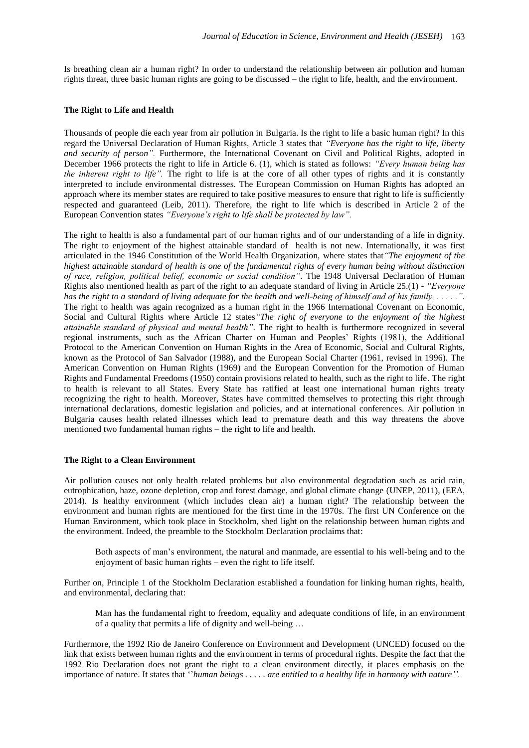Is breathing clean air a human right? In order to understand the relationship between air pollution and human rights threat, three basic human rights are going to be discussed – the right to life, health, and the environment.

### The Right to Life and Health

Thousands of people die each year from air pollution in Bulgaria. Is the right to life a basic human right? In this regard the Universal Declaration of Human Rights, Article 3 states that *"Everyone has the right to life, liberty and security of person".* Furthermore, the International Covenant on Civil and Political Rights, adopted in December 1966 protects the right to life in Article 6. (1), which is stated as follows: *"Every human being has the inherent right to life".* The right to life is at the core of all other types of rights and it is constantly interpreted to include environmental distresses. The European Commission on Human Rights has adopted an approach where its member states are required to take positive measures to ensure that right to life is sufficiently respected and guaranteed (Leib, 2011). Therefore, the right to life which is described in Article 2 of the European Convention states *"Everyone's right to life shall be protected by law".*

The right to health is also a fundamental part of our human rights and of our understanding of a life in dignity. The right to enjoyment of the highest attainable standard of health is not new. Internationally, it was first articulated in the 1946 Constitution of the World Health Organization, where states that*"The enjoyment of the highest attainable standard of health is one of the fundamental rights of every human being without distinction of race, religion, political belief, economic or social condition".* The 1948 Universal Declaration of Human Rights also mentioned health as part of the right to an adequate standard of living in Article 25.(1) - *"Everyone has the right to a standard of living adequate for the health and well-being of himself and of his family, . . . . .".* The right to health was again recognized as a human right in the 1966 International Covenant on Economic, Social and Cultural Rights where Article 12 states*"The right of everyone to the enjoyment of the highest attainable standard of physical and mental health".* The right to health is furthermore recognized in several regional instruments, such as the African Charter on Human and Peoples' Rights (1981), the Additional Protocol to the American Convention on Human Rights in the Area of Economic, Social and Cultural Rights, known as the Protocol of San Salvador (1988), and the European Social Charter (1961, revised in 1996). The American Convention on Human Rights (1969) and the European Convention for the Promotion of Human Rights and Fundamental Freedoms (1950) contain provisions related to health, such as the right to life. The right to health is relevant to all States. Every State has ratified at least one international human rights treaty recognizing the right to health. Moreover, States have committed themselves to protecting this right through international declarations, domestic legislation and policies, and at international conferences. Air pollution in Bulgaria causes health related illnesses which lead to premature death and this way threatens the above mentioned two fundamental human rights – the right to life and health.

### The Right to a Clean Environment

Air pollution causes not only health related problems but also environmental degradation such as acid rain, eutrophication, haze, ozone depletion, crop and forest damage, and global climate change (UNEP, 2011), (EEA, 2014). Is healthy environment (which includes clean air) a human right? The relationship between the environment and human rights are mentioned for the first time in the 1970s. The first UN Conference on the Human Environment, which took place in Stockholm, shed light on the relationship between human rights and the environment. Indeed, the preamble to the Stockholm Declaration proclaims that:

> Both aspects of man's environment, the natural and manmade, are essential to his well-being and to the enjoyment of basic human rights – even the right to life itself.

Further on, Principle 1 of the Stockholm Declaration established a foundation for linking human rights, health, and environmental, declaring that:

> Man has the fundamental right to freedom, equality and adequate conditions of life, in an environment of a quality that permits a life of dignity and well-being …

Furthermore, the 1992 Rio de Janeiro Conference on Environment and Development (UNCED) focused on the link that exists between human rights and the environment in terms of procedural rights. Despite the fact that the 1992 Rio Declaration does not grant the right to a clean environment directly, it places emphasis on the importance of nature. It states that *''human beings . . . . . are entitled to a healthy life in harmony with nature''.*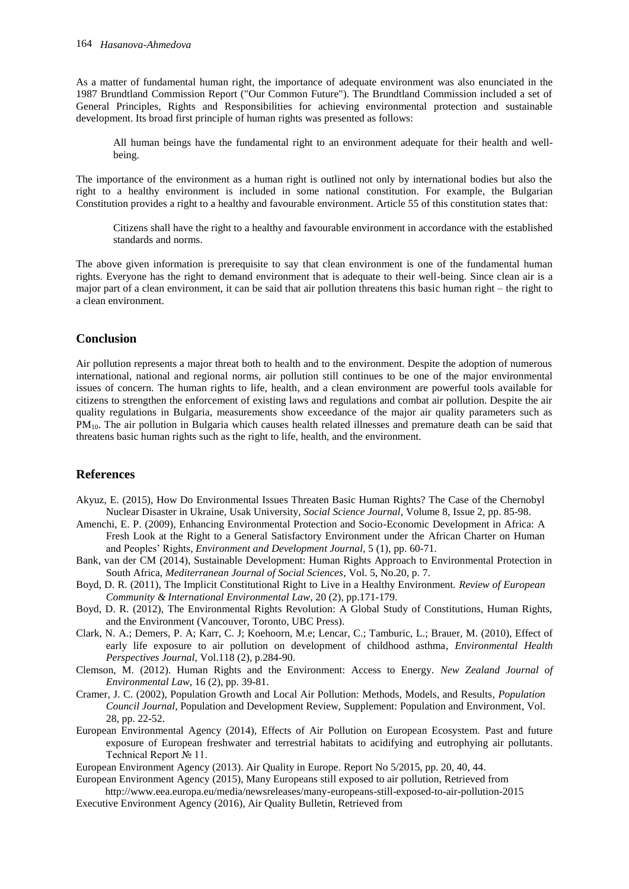As a matter of fundamental human right, the importance of adequate environment was also enunciated in the 1987 Brundtland Commission Report ("Our Common Future"). The Brundtland Commission included a set of General Principles, Rights and Responsibilities for achieving environmental protection and sustainable development. Its broad first principle of human rights was presented as follows:

> All human beings have the fundamental right to an environment adequate for their health and well-being.

The importance of the environment as a human right is outlined not only by international bodies but also the right to a healthy environment is included in some national constitution. For example, the Bulgarian Constitution provides a right to a healthy and favourable environment. Article 55 of this constitution states that:

> Citizens shall have the right to a healthy and favourable environment in accordance with the established standards and norms.

The above given information is prerequisite to say that clean environment is one of the fundamental human rights. Everyone has the right to demand environment that is adequate to their well-being. Since clean air is a major part of a clean environment, it can be said that air pollution threatens this basic human right – the right to a clean environment.

## Conclusion

Air pollution represents a major threat both to health and to the environment. Despite the adoption of numerous international, national and regional norms, air pollution still continues to be one of the major environmental issues of concern. The human rights to life, health, and a clean environment are powerful tools available for citizens to strengthen the enforcement of existing laws and regulations and combat air pollution. Despite the air quality regulations in Bulgaria, measurements show exceedance of the major air quality parameters such as $PM_{10}$. The air pollution in Bulgaria which causes health related illnesses and premature death can be said that threatens basic human rights such as the right to life, health, and the environment.

## References

Akyuz, E. (2015), How Do Environmental Issues Threaten Basic Human Rights? The Case of the Chernobyl Nuclear Disaster in Ukraine, Usak University, *Social Science Journal*, Volume 8, Issue 2, pp. 85-98.

Amenchi, E. P. (2009), Enhancing Environmental Protection and Socio-Economic Development in Africa: A Fresh Look at the Right to a General Satisfactory Environment under the African Charter on Human and Peoples' Rights, *Environment and Development Journal*, 5 (1), pp. 60-71.

Bank, van der CM (2014), Sustainable Development: Human Rights Approach to Environmental Protection in South Africa, *Mediterranean Journal of Social Sciences*, Vol. 5, No.20, p. 7.

Boyd, D. R. (2011), The Implicit Constitutional Right to Live in a Healthy Environment. *Review of European Community & International Environmental Law*, 20 (2), pp.171-179.

Boyd, D. R. (2012), The Environmental Rights Revolution: A Global Study of Constitutions, Human Rights, and the Environment (Vancouver, Toronto, UBC Press).

Clark, N. A.; Demers, P. A; Karr, C. J; Koehoorn, M.e; Lencar, C.; Tamburic, L.; Brauer, M. (2010), Effect of early life exposure to air pollution on development of childhood asthma, *Environmental Health Perspectives Journal*, Vol.118 (2), p.284-90.

Clemson, M. (2012). Human Rights and the Environment: Access to Energy. *New Zealand Journal of Environmental Law*, 16 (2), pp. 39-81.

Cramer, J. C. (2002), Population Growth and Local Air Pollution: Methods, Models, and Results, *Population Council Journal*, Population and Development Review, Supplement: Population and Environment, Vol. 28, pp. 22-52.

European Environmental Agency (2014), Effects of Air Pollution on European Ecosystem. Past and future exposure of European freshwater and terrestrial habitats to acidifying and eutrophying air pollutants. Technical Report № 11.

European Environment Agency (2013). Air Quality in Europe. Report No 5/2015, pp. 20, 40, 44.

European Environment Agency (2015), Many Europeans still exposed to air pollution, Retrieved from http://www.eea.europa.eu/media/newsreleases/many-europeans-still-exposed-to-air-pollution-2015

Executive Environment Agency (2016), Air Quality Bulletin, Retrieved from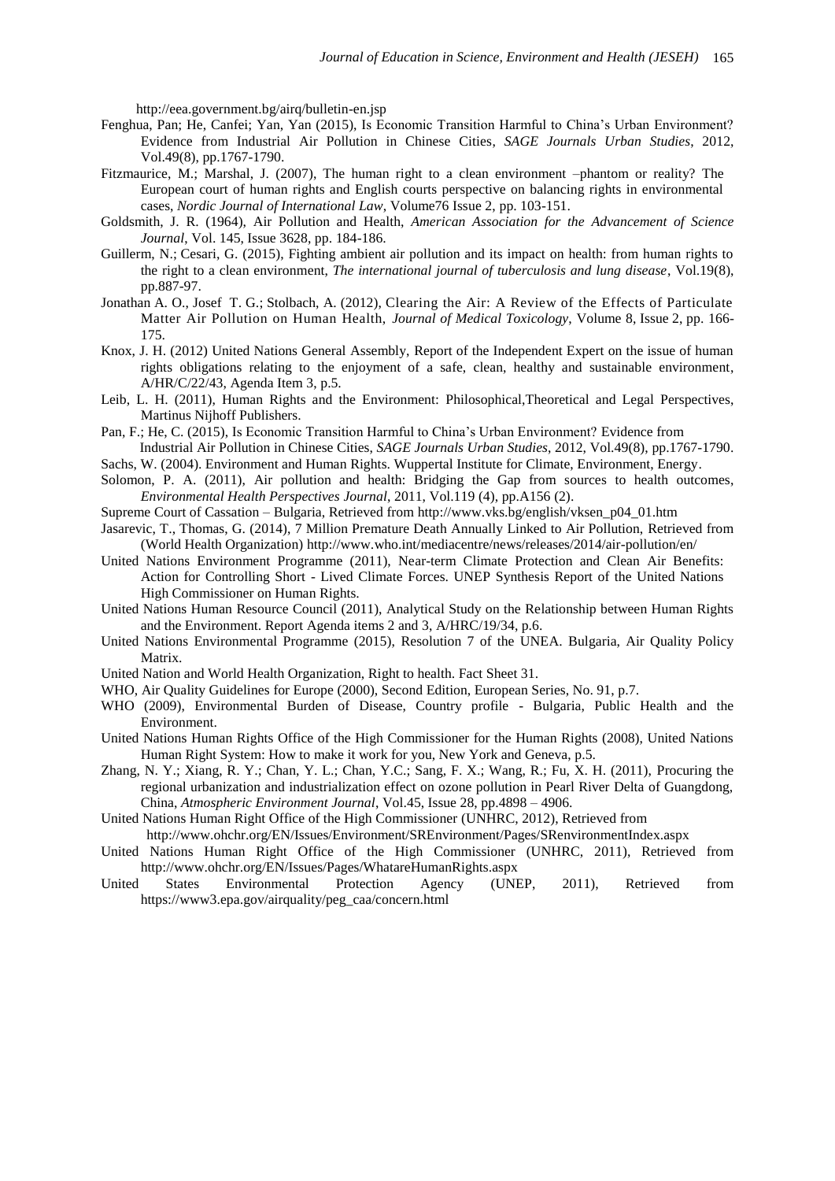http://eea.government.bg/airq/bulletin-en.jsp

Fenghua, Pan; He, Canfei; Yan, Yan (2015), Is Economic Transition Harmful to China's Urban Environment? Evidence from Industrial Air Pollution in Chinese Cities, *SAGE Journals Urban Studies*, 2012, Vol.49(8), pp.1767-1790.

Fitzmaurice, M.; Marshal, J. (2007), The human right to a clean environment –phantom or reality? The European court of human rights and English courts perspective on balancing rights in environmental cases, *Nordic Journal of International Law*, Volume76 Issue 2, pp. 103-151.

Goldsmith, J. R. (1964), Air Pollution and Health, *American Association for the Advancement of Science Journal*, Vol. 145, Issue 3628, pp. 184-186.

Guillerm, N.; Cesari, G. (2015), Fighting ambient air pollution and its impact on health: from human rights to the right to a clean environment, *The international journal of tuberculosis and lung disease*, Vol.19(8), pp.887-97.

Jonathan A. O., Josef T. G.; Stolbach, A. (2012), Clearing the Air: A Review of the Effects of Particulate Matter Air Pollution on Human Health, *Journal of Medical Toxicology*, Volume 8, Issue 2, pp. 166-175.

Knox, J. H. (2012) United Nations General Assembly, Report of the Independent Expert on the issue of human rights obligations relating to the enjoyment of a safe, clean, healthy and sustainable environment, A/HR/C/22/43, Agenda Item 3, p.5.

Leib, L. H. (2011), Human Rights and the Environment: Philosophical,Theoretical and Legal Perspectives, Martinus Nijhoff Publishers.

Pan, F.; He, C. (2015), Is Economic Transition Harmful to China's Urban Environment? Evidence from Industrial Air Pollution in Chinese Cities, *SAGE Journals Urban Studies*, 2012, Vol.49(8), pp.1767-1790.

Sachs, W. (2004). Environment and Human Rights. Wuppertal Institute for Climate, Environment, Energy.

Solomon, P. A. (2011), Air pollution and health: Bridging the Gap from sources to health outcomes, *Environmental Health Perspectives Journal*, 2011, Vol.119 (4), pp.A156 (2).

Supreme Court of Cassation – Bulgaria, Retrieved from http://www.vks.bg/english/vksen_p04_01.htm

Jasarevic, T., Thomas, G. (2014), 7 Million Premature Death Annually Linked to Air Pollution, Retrieved from (World Health Organization) http://www.who.int/mediacentre/news/releases/2014/air-pollution/en/

United Nations Environment Programme (2011), Near-term Climate Protection and Clean Air Benefits: Action for Controlling Short - Lived Climate Forces. UNEP Synthesis Report of the United Nations High Commissioner on Human Rights.

United Nations Human Resource Council (2011), Analytical Study on the Relationship between Human Rights and the Environment. Report Agenda items 2 and 3, A/HRC/19/34, p.6.

United Nations Environmental Programme (2015), Resolution 7 of the UNEA. Bulgaria, Air Quality Policy Matrix.

United Nation and World Health Organization, Right to health. Fact Sheet 31.

WHO, Air Quality Guidelines for Europe (2000), Second Edition, European Series, No. 91, p.7.

WHO (2009), Environmental Burden of Disease, Country profile - Bulgaria, Public Health and the Environment.

United Nations Human Rights Office of the High Commissioner for the Human Rights (2008), United Nations Human Right System: How to make it work for you, New York and Geneva, p.5.

Zhang, N. Y.; Xiang, R. Y.; Chan, Y. L.; Chan, Y.C.; Sang, F. X.; Wang, R.; Fu, X. H. (2011), Procuring the regional urbanization and industrialization effect on ozone pollution in Pearl River Delta of Guangdong, China, *Atmospheric Environment Journal*, Vol.45, Issue 28, pp.4898 – 4906.

United Nations Human Right Office of the High Commissioner (UNHRC, 2012), Retrieved from http://www.ohchr.org/EN/Issues/Environment/SREnvironment/Pages/SRenvironmentIndex.aspx

United Nations Human Right Office of the High Commissioner (UNHRC, 2011), Retrieved from http://www.ohchr.org/EN/Issues/Pages/WhatareHumanRights.aspx

United States Environmental Protection Agency (UNEP, 2011), Retrieved from https://www3.epa.gov/airquality/peg_caa/concern.html